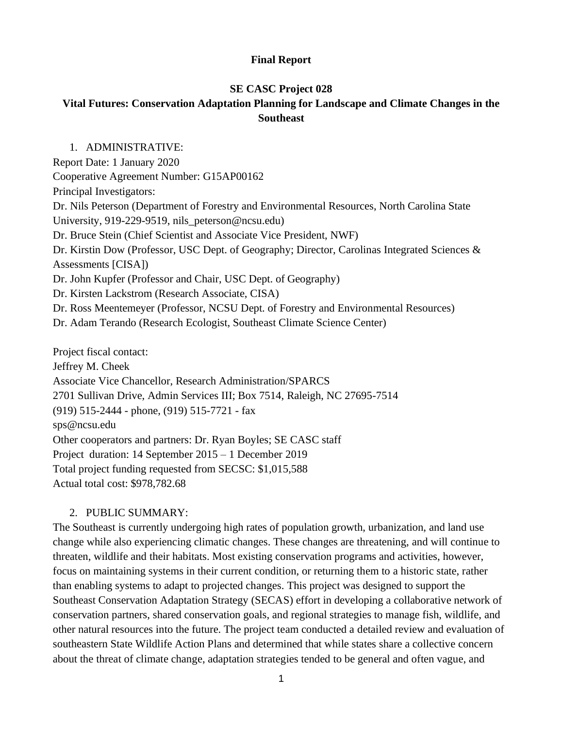**Final Report**

**SE CASC Project 028**

**Vital Futures: Conservation Adaptation Planning for Landscape and Climate Changes in the Southeast**

1. ADMINISTRATIVE:

Report Date: 1 January 2020

Cooperative Agreement Number: G15AP00162

Principal Investigators:

Dr. Nils Peterson (Department of Forestry and Environmental Resources, North Carolina State University, 919-229-9519, nils_peterson@ncsu.edu)

Dr. Bruce Stein (Chief Scientist and Associate Vice President, NWF)

Dr. Kirstin Dow (Professor, USC Dept. of Geography; Director, Carolinas Integrated Sciences & Assessments [CISA])

Dr. John Kupfer (Professor and Chair, USC Dept. of Geography)

Dr. Kirsten Lackstrom (Research Associate, CISA)

Dr. Ross Meentemeyer (Professor, NCSU Dept. of Forestry and Environmental Resources)

Dr. Adam Terando (Research Ecologist, Southeast Climate Science Center)

Project fiscal contact:

Jeffrey M. Cheek

Associate Vice Chancellor, Research Administration/SPARCS

2701 Sullivan Drive, Admin Services III; Box 7514, Raleigh, NC 27695-7514

(919) 515-2444 - phone, (919) 515-7721 - fax

sps@ncsu.edu

Other cooperators and partners: Dr. Ryan Boyles; SE CASC staff

Project duration: 14 September 2015 – 1 December 2019

Total project funding requested from SECSC: $1,015,588

Actual total cost: $978,782.68

2. PUBLIC SUMMARY:

The Southeast is currently undergoing high rates of population growth, urbanization, and land use change while also experiencing climatic changes. These changes are threatening, and will continue to threaten, wildlife and their habitats. Most existing conservation programs and activities, however, focus on maintaining systems in their current condition, or returning them to a historic state, rather than enabling systems to adapt to projected changes. This project was designed to support the Southeast Conservation Adaptation Strategy (SECAS) effort in developing a collaborative network of conservation partners, shared conservation goals, and regional strategies to manage fish, wildlife, and other natural resources into the future. The project team conducted a detailed review and evaluation of southeastern State Wildlife Action Plans and determined that while states share a collective concern about the threat of climate change, adaptation strategies tended to be general and often vague, and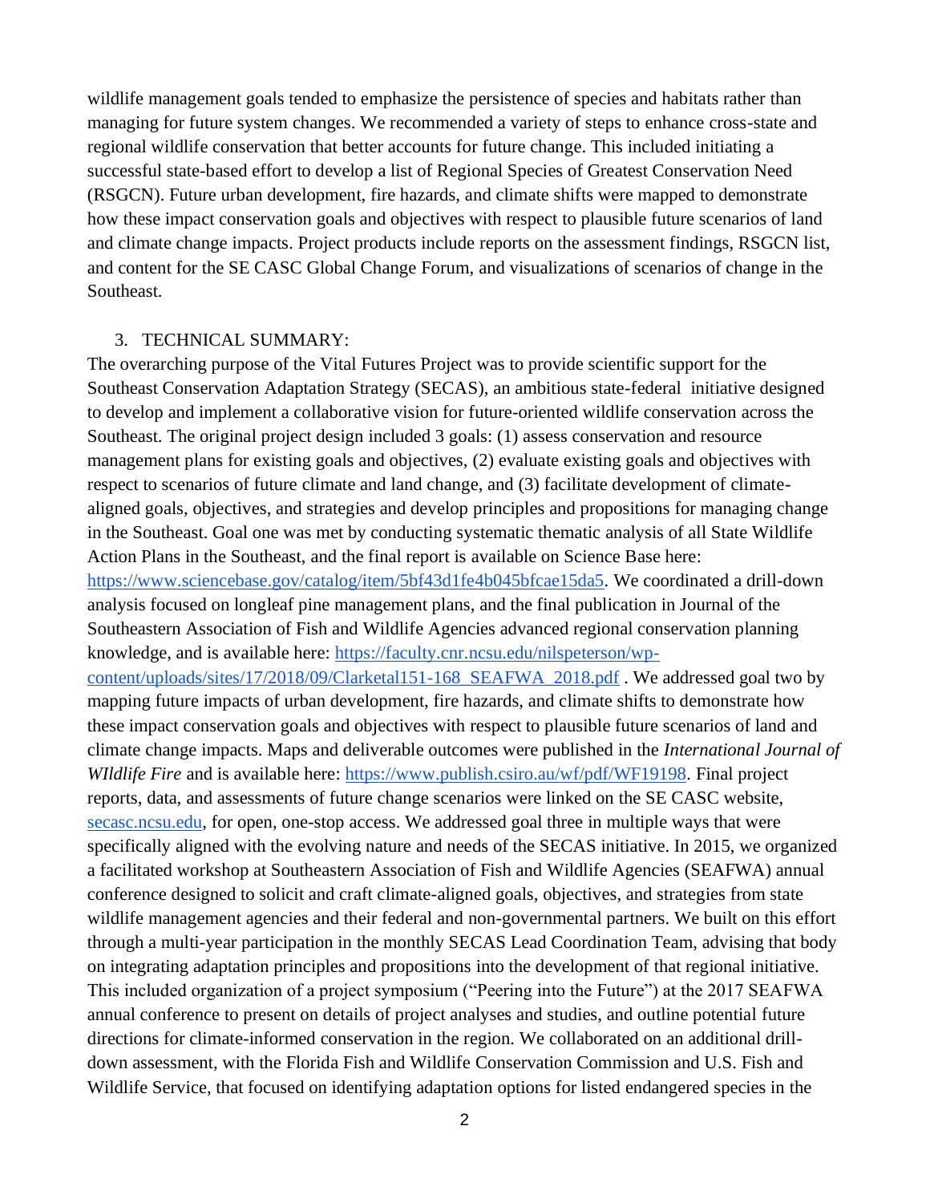wildlife management goals tended to emphasize the persistence of species and habitats rather than managing for future system changes. We recommended a variety of steps to enhance cross-state and regional wildlife conservation that better accounts for future change. This included initiating a successful state-based effort to develop a list of Regional Species of Greatest Conservation Need (RSGCN). Future urban development, fire hazards, and climate shifts were mapped to demonstrate how these impact conservation goals and objectives with respect to plausible future scenarios of land and climate change impacts. Project products include reports on the assessment findings, RSGCN list, and content for the SE CASC Global Change Forum, and visualizations of scenarios of change in the Southeast.

3. TECHNICAL SUMMARY:

The overarching purpose of the Vital Futures Project was to provide scientific support for the Southeast Conservation Adaptation Strategy (SECAS), an ambitious state-federal initiative designed to develop and implement a collaborative vision for future-oriented wildlife conservation across the Southeast. The original project design included 3 goals: (1) assess conservation and resource management plans for existing goals and objectives, (2) evaluate existing goals and objectives with respect to scenarios of future climate and land change, and (3) facilitate development of climate-aligned goals, objectives, and strategies and develop principles and propositions for managing change in the Southeast. Goal one was met by conducting systematic thematic analysis of all State Wildlife Action Plans in the Southeast, and the final report is available on Science Base here: https://www.sciencebase.gov/catalog/item/5bf43d1fe4b045bfcae15da5. We coordinated a drill-down analysis focused on longleaf pine management plans, and the final publication in Journal of the Southeastern Association of Fish and Wildlife Agencies advanced regional conservation planning knowledge, and is available here: https://faculty.cnr.ncsu.edu/nilspeterson/wp-content/uploads/sites/17/2018/09/Clarketal151-168_SEAFWA_2018.pdf . We addressed goal two by mapping future impacts of urban development, fire hazards, and climate shifts to demonstrate how these impact conservation goals and objectives with respect to plausible future scenarios of land and climate change impacts. Maps and deliverable outcomes were published in the *International Journal of WIldlife Fire* and is available here: https://www.publish.csiro.au/wf/pdf/WF19198. Final project reports, data, and assessments of future change scenarios were linked on the SE CASC website, secasc.ncsu.edu, for open, one-stop access. We addressed goal three in multiple ways that were specifically aligned with the evolving nature and needs of the SECAS initiative. In 2015, we organized a facilitated workshop at Southeastern Association of Fish and Wildlife Agencies (SEAFWA) annual conference designed to solicit and craft climate-aligned goals, objectives, and strategies from state wildlife management agencies and their federal and non-governmental partners. We built on this effort through a multi-year participation in the monthly SECAS Lead Coordination Team, advising that body on integrating adaptation principles and propositions into the development of that regional initiative. This included organization of a project symposium ("Peering into the Future") at the 2017 SEAFWA annual conference to present on details of project analyses and studies, and outline potential future directions for climate-informed conservation in the region. We collaborated on an additional drill-down assessment, with the Florida Fish and Wildlife Conservation Commission and U.S. Fish and Wildlife Service, that focused on identifying adaptation options for listed endangered species in the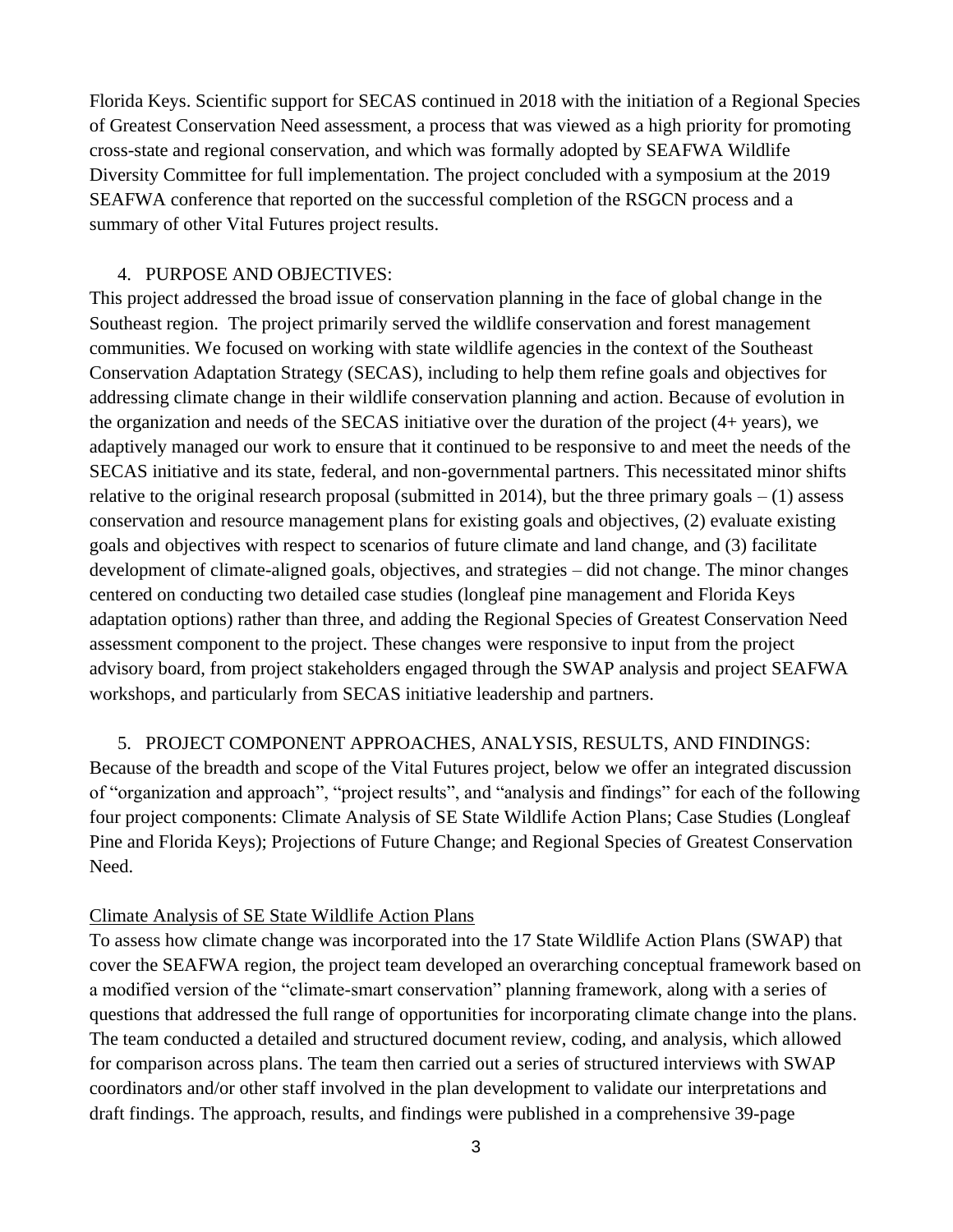Florida Keys. Scientific support for SECAS continued in 2018 with the initiation of a Regional Species of Greatest Conservation Need assessment, a process that was viewed as a high priority for promoting cross-state and regional conservation, and which was formally adopted by SEAFWA Wildlife Diversity Committee for full implementation. The project concluded with a symposium at the 2019 SEAFWA conference that reported on the successful completion of the RSGCN process and a summary of other Vital Futures project results.

## 4. PURPOSE AND OBJECTIVES:

This project addressed the broad issue of conservation planning in the face of global change in the Southeast region. The project primarily served the wildlife conservation and forest management communities. We focused on working with state wildlife agencies in the context of the Southeast Conservation Adaptation Strategy (SECAS), including to help them refine goals and objectives for addressing climate change in their wildlife conservation planning and action. Because of evolution in the organization and needs of the SECAS initiative over the duration of the project (4+ years), we adaptively managed our work to ensure that it continued to be responsive to and meet the needs of the SECAS initiative and its state, federal, and non-governmental partners. This necessitated minor shifts relative to the original research proposal (submitted in 2014), but the three primary goals – (1) assess conservation and resource management plans for existing goals and objectives, (2) evaluate existing goals and objectives with respect to scenarios of future climate and land change, and (3) facilitate development of climate-aligned goals, objectives, and strategies – did not change. The minor changes centered on conducting two detailed case studies (longleaf pine management and Florida Keys adaptation options) rather than three, and adding the Regional Species of Greatest Conservation Need assessment component to the project. These changes were responsive to input from the project advisory board, from project stakeholders engaged through the SWAP analysis and project SEAFWA workshops, and particularly from SECAS initiative leadership and partners.

## 5. PROJECT COMPONENT APPROACHES, ANALYSIS, RESULTS, AND FINDINGS:

Because of the breadth and scope of the Vital Futures project, below we offer an integrated discussion of "organization and approach", "project results", and "analysis and findings" for each of the following four project components: Climate Analysis of SE State Wildlife Action Plans; Case Studies (Longleaf Pine and Florida Keys); Projections of Future Change; and Regional Species of Greatest Conservation Need.

### Climate Analysis of SE State Wildlife Action Plans

To assess how climate change was incorporated into the 17 State Wildlife Action Plans (SWAP) that cover the SEAFWA region, the project team developed an overarching conceptual framework based on a modified version of the "climate-smart conservation" planning framework, along with a series of questions that addressed the full range of opportunities for incorporating climate change into the plans. The team conducted a detailed and structured document review, coding, and analysis, which allowed for comparison across plans. The team then carried out a series of structured interviews with SWAP coordinators and/or other staff involved in the plan development to validate our interpretations and draft findings. The approach, results, and findings were published in a comprehensive 39-page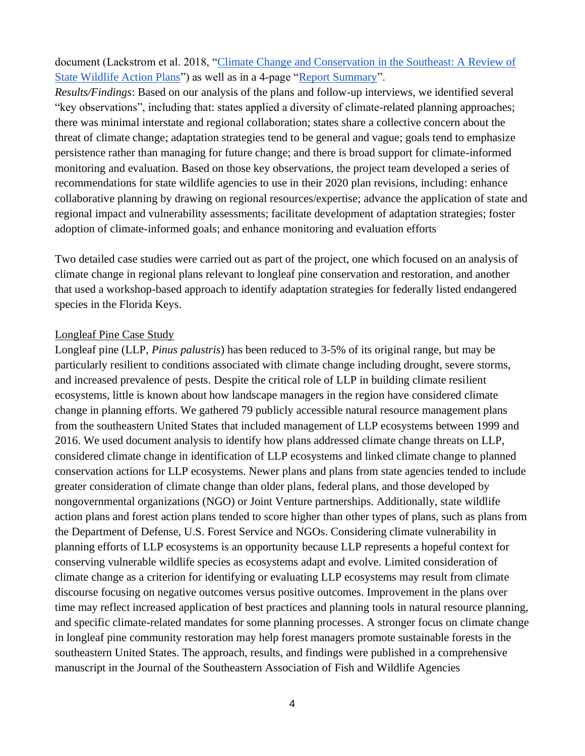document (Lackstrom et al. 2018, "Climate Change and Conservation in the Southeast: A Review of State Wildlife Action Plans") as well as in a 4-page "Report Summary".

*Results/Findings*: Based on our analysis of the plans and follow-up interviews, we identified several "key observations", including that: states applied a diversity of climate-related planning approaches; there was minimal interstate and regional collaboration; states share a collective concern about the threat of climate change; adaptation strategies tend to be general and vague; goals tend to emphasize persistence rather than managing for future change; and there is broad support for climate-informed monitoring and evaluation. Based on those key observations, the project team developed a series of recommendations for state wildlife agencies to use in their 2020 plan revisions, including: enhance collaborative planning by drawing on regional resources/expertise; advance the application of state and regional impact and vulnerability assessments; facilitate development of adaptation strategies; foster adoption of climate-informed goals; and enhance monitoring and evaluation efforts

Two detailed case studies were carried out as part of the project, one which focused on an analysis of climate change in regional plans relevant to longleaf pine conservation and restoration, and another that used a workshop-based approach to identify adaptation strategies for federally listed endangered species in the Florida Keys.

Longleaf Pine Case Study

Longleaf pine (LLP, *Pinus palustris*) has been reduced to 3-5% of its original range, but may be particularly resilient to conditions associated with climate change including drought, severe storms, and increased prevalence of pests. Despite the critical role of LLP in building climate resilient ecosystems, little is known about how landscape managers in the region have considered climate change in planning efforts. We gathered 79 publicly accessible natural resource management plans from the southeastern United States that included management of LLP ecosystems between 1999 and 2016. We used document analysis to identify how plans addressed climate change threats on LLP, considered climate change in identification of LLP ecosystems and linked climate change to planned conservation actions for LLP ecosystems. Newer plans and plans from state agencies tended to include greater consideration of climate change than older plans, federal plans, and those developed by nongovernmental organizations (NGO) or Joint Venture partnerships. Additionally, state wildlife action plans and forest action plans tended to score higher than other types of plans, such as plans from the Department of Defense, U.S. Forest Service and NGOs. Considering climate vulnerability in planning efforts of LLP ecosystems is an opportunity because LLP represents a hopeful context for conserving vulnerable wildlife species as ecosystems adapt and evolve. Limited consideration of climate change as a criterion for identifying or evaluating LLP ecosystems may result from climate discourse focusing on negative outcomes versus positive outcomes. Improvement in the plans over time may reflect increased application of best practices and planning tools in natural resource planning, and specific climate-related mandates for some planning processes. A stronger focus on climate change in longleaf pine community restoration may help forest managers promote sustainable forests in the southeastern United States. The approach, results, and findings were published in a comprehensive manuscript in the Journal of the Southeastern Association of Fish and Wildlife Agencies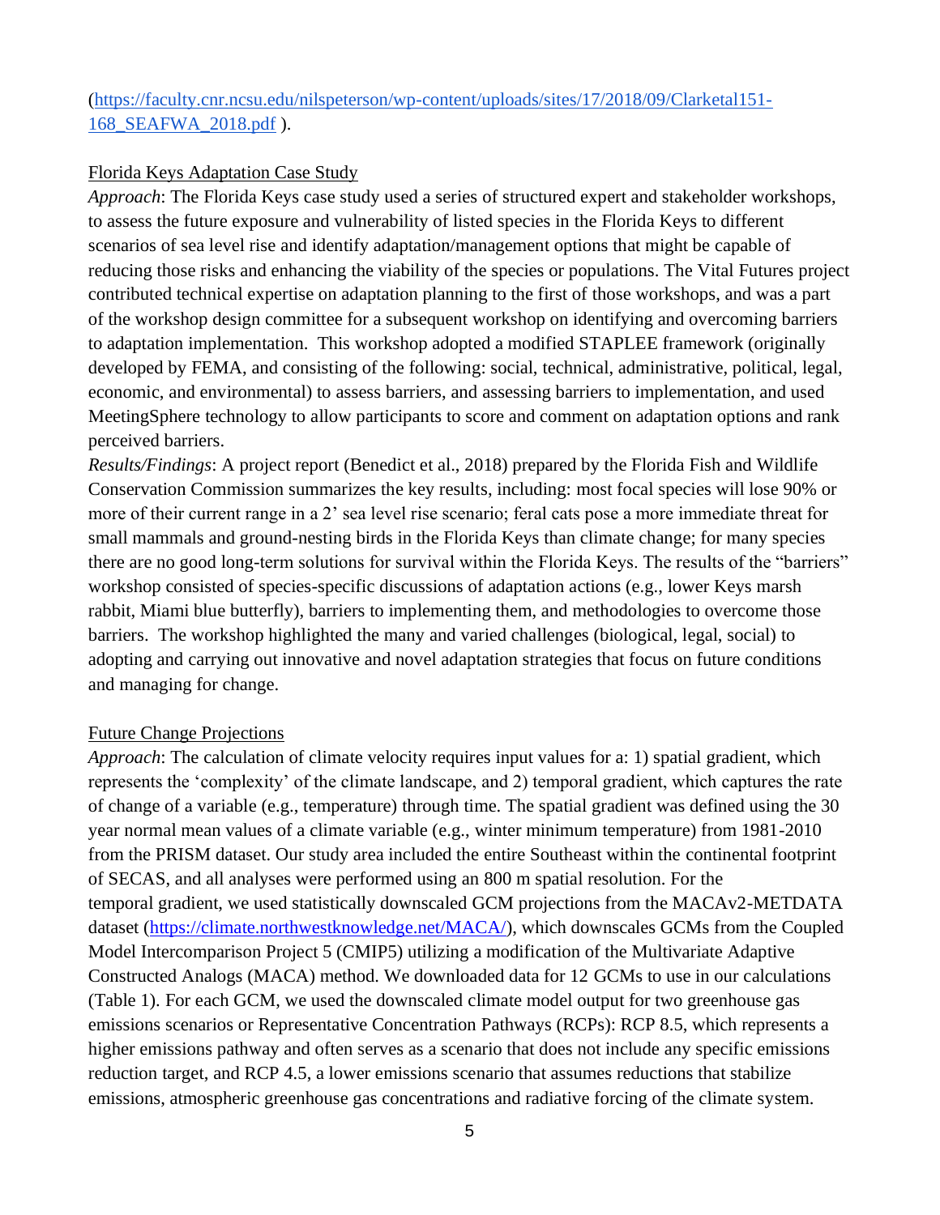(https://faculty.cnr.ncsu.edu/nilspeterson/wp-content/uploads/sites/17/2018/09/Clarketal151-168_SEAFWA_2018.pdf ).

Florida Keys Adaptation Case Study

*Approach*: The Florida Keys case study used a series of structured expert and stakeholder workshops, to assess the future exposure and vulnerability of listed species in the Florida Keys to different scenarios of sea level rise and identify adaptation/management options that might be capable of reducing those risks and enhancing the viability of the species or populations. The Vital Futures project contributed technical expertise on adaptation planning to the first of those workshops, and was a part of the workshop design committee for a subsequent workshop on identifying and overcoming barriers to adaptation implementation. This workshop adopted a modified STAPLEE framework (originally developed by FEMA, and consisting of the following: social, technical, administrative, political, legal, economic, and environmental) to assess barriers, and assessing barriers to implementation, and used MeetingSphere technology to allow participants to score and comment on adaptation options and rank perceived barriers.

*Results/Findings*: A project report (Benedict et al., 2018) prepared by the Florida Fish and Wildlife Conservation Commission summarizes the key results, including: most focal species will lose 90% or more of their current range in a 2' sea level rise scenario; feral cats pose a more immediate threat for small mammals and ground-nesting birds in the Florida Keys than climate change; for many species there are no good long-term solutions for survival within the Florida Keys. The results of the "barriers" workshop consisted of species-specific discussions of adaptation actions (e.g., lower Keys marsh rabbit, Miami blue butterfly), barriers to implementing them, and methodologies to overcome those barriers. The workshop highlighted the many and varied challenges (biological, legal, social) to adopting and carrying out innovative and novel adaptation strategies that focus on future conditions and managing for change.

Future Change Projections

*Approach*: The calculation of climate velocity requires input values for a: 1) spatial gradient, which represents the 'complexity' of the climate landscape, and 2) temporal gradient, which captures the rate of change of a variable (e.g., temperature) through time. The spatial gradient was defined using the 30 year normal mean values of a climate variable (e.g., winter minimum temperature) from 1981-2010 from the PRISM dataset. Our study area included the entire Southeast within the continental footprint of SECAS, and all analyses were performed using an 800 m spatial resolution. For the temporal gradient, we used statistically downscaled GCM projections from the MACAv2-METDATA dataset (https://climate.northwestknowledge.net/MACA/), which downscales GCMs from the Coupled Model Intercomparison Project 5 (CMIP5) utilizing a modification of the Multivariate Adaptive Constructed Analogs (MACA) method. We downloaded data for 12 GCMs to use in our calculations (Table 1). For each GCM, we used the downscaled climate model output for two greenhouse gas emissions scenarios or Representative Concentration Pathways (RCPs): RCP 8.5, which represents a higher emissions pathway and often serves as a scenario that does not include any specific emissions reduction target, and RCP 4.5, a lower emissions scenario that assumes reductions that stabilize emissions, atmospheric greenhouse gas concentrations and radiative forcing of the climate system.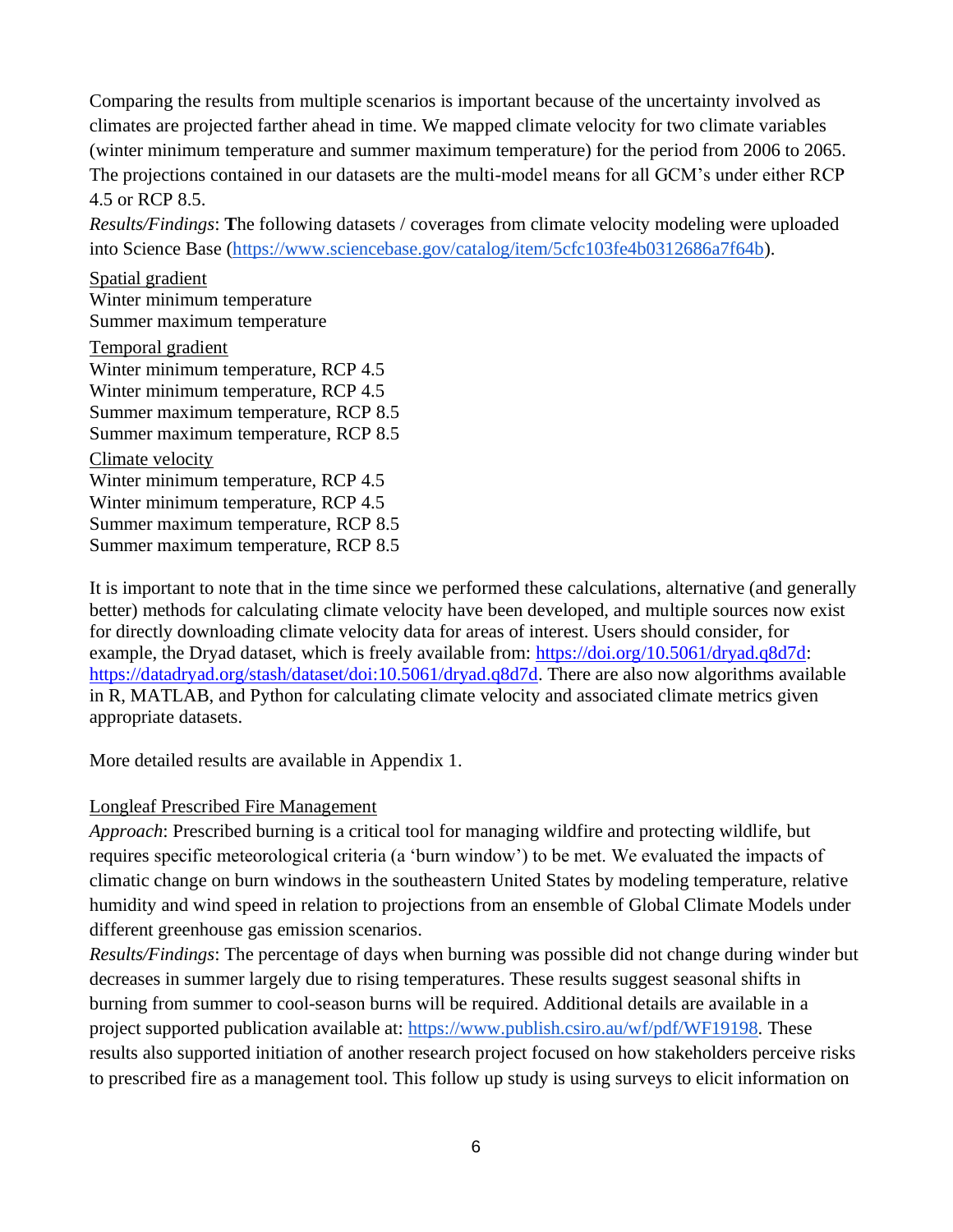Comparing the results from multiple scenarios is important because of the uncertainty involved as climates are projected farther ahead in time. We mapped climate velocity for two climate variables (winter minimum temperature and summer maximum temperature) for the period from 2006 to 2065. The projections contained in our datasets are the multi-model means for all GCM's under either RCP 4.5 or RCP 8.5.

*Results/Findings*: **T**he following datasets / coverages from climate velocity modeling were uploaded into Science Base (https://www.sciencebase.gov/catalog/item/5cfc103fe4b0312686a7f64b).

<u>Spatial gradient</u>
Winter minimum temperature
Summer maximum temperature

<u>Temporal gradient</u>
Winter minimum temperature, RCP 4.5
Winter minimum temperature, RCP 4.5
Summer maximum temperature, RCP 8.5
Summer maximum temperature, RCP 8.5

<u>Climate velocity</u>
Winter minimum temperature, RCP 4.5
Winter minimum temperature, RCP 4.5
Summer maximum temperature, RCP 8.5
Summer maximum temperature, RCP 8.5

It is important to note that in the time since we performed these calculations, alternative (and generally better) methods for calculating climate velocity have been developed, and multiple sources now exist for directly downloading climate velocity data for areas of interest. Users should consider, for example, the Dryad dataset, which is freely available from: https://doi.org/10.5061/dryad.q8d7d: https://datadryad.org/stash/dataset/doi:10.5061/dryad.q8d7d. There are also now algorithms available in R, MATLAB, and Python for calculating climate velocity and associated climate metrics given appropriate datasets.

More detailed results are available in Appendix 1.

<u>Longleaf Prescribed Fire Management</u>

*Approach*: Prescribed burning is a critical tool for managing wildfire and protecting wildlife, but requires specific meteorological criteria (a 'burn window') to be met. We evaluated the impacts of climatic change on burn windows in the southeastern United States by modeling temperature, relative humidity and wind speed in relation to projections from an ensemble of Global Climate Models under different greenhouse gas emission scenarios.

*Results/Findings*: The percentage of days when burning was possible did not change during winder but decreases in summer largely due to rising temperatures. These results suggest seasonal shifts in burning from summer to cool-season burns will be required. Additional details are available in a project supported publication available at: https://www.publish.csiro.au/wf/pdf/WF19198. These results also supported initiation of another research project focused on how stakeholders perceive risks to prescribed fire as a management tool. This follow up study is using surveys to elicit information on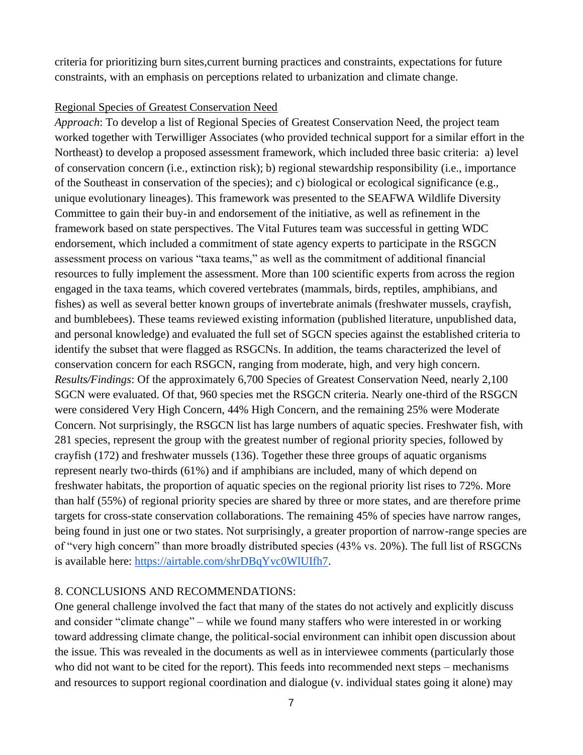criteria for prioritizing burn sites,current burning practices and constraints, expectations for future constraints, with an emphasis on perceptions related to urbanization and climate change.

Regional Species of Greatest Conservation Need

*Approach*: To develop a list of Regional Species of Greatest Conservation Need, the project team worked together with Terwilliger Associates (who provided technical support for a similar effort in the Northeast) to develop a proposed assessment framework, which included three basic criteria: a) level of conservation concern (i.e., extinction risk); b) regional stewardship responsibility (i.e., importance of the Southeast in conservation of the species); and c) biological or ecological significance (e.g., unique evolutionary lineages). This framework was presented to the SEAFWA Wildlife Diversity Committee to gain their buy-in and endorsement of the initiative, as well as refinement in the framework based on state perspectives. The Vital Futures team was successful in getting WDC endorsement, which included a commitment of state agency experts to participate in the RSGCN assessment process on various "taxa teams," as well as the commitment of additional financial resources to fully implement the assessment. More than 100 scientific experts from across the region engaged in the taxa teams, which covered vertebrates (mammals, birds, reptiles, amphibians, and fishes) as well as several better known groups of invertebrate animals (freshwater mussels, crayfish, and bumblebees). These teams reviewed existing information (published literature, unpublished data, and personal knowledge) and evaluated the full set of SGCN species against the established criteria to identify the subset that were flagged as RSGCNs. In addition, the teams characterized the level of conservation concern for each RSGCN, ranging from moderate, high, and very high concern.

*Results/Findings*: Of the approximately 6,700 Species of Greatest Conservation Need, nearly 2,100 SGCN were evaluated. Of that, 960 species met the RSGCN criteria. Nearly one-third of the RSGCN were considered Very High Concern, 44% High Concern, and the remaining 25% were Moderate Concern. Not surprisingly, the RSGCN list has large numbers of aquatic species. Freshwater fish, with 281 species, represent the group with the greatest number of regional priority species, followed by crayfish (172) and freshwater mussels (136). Together these three groups of aquatic organisms represent nearly two-thirds (61%) and if amphibians are included, many of which depend on freshwater habitats, the proportion of aquatic species on the regional priority list rises to 72%. More than half (55%) of regional priority species are shared by three or more states, and are therefore prime targets for cross-state conservation collaborations. The remaining 45% of species have narrow ranges, being found in just one or two states. Not surprisingly, a greater proportion of narrow-range species are of "very high concern" than more broadly distributed species (43% vs. 20%). The full list of RSGCNs is available here: [https://airtable.com/shrDBqYvc0WlUIfh7](https://airtable.com/shrDBqYvc0WlUIfh7).

8. CONCLUSIONS AND RECOMMENDATIONS:

One general challenge involved the fact that many of the states do not actively and explicitly discuss and consider "climate change" – while we found many staffers who were interested in or working toward addressing climate change, the political-social environment can inhibit open discussion about the issue. This was revealed in the documents as well as in interviewee comments (particularly those who did not want to be cited for the report). This feeds into recommended next steps – mechanisms and resources to support regional coordination and dialogue (v. individual states going it alone) may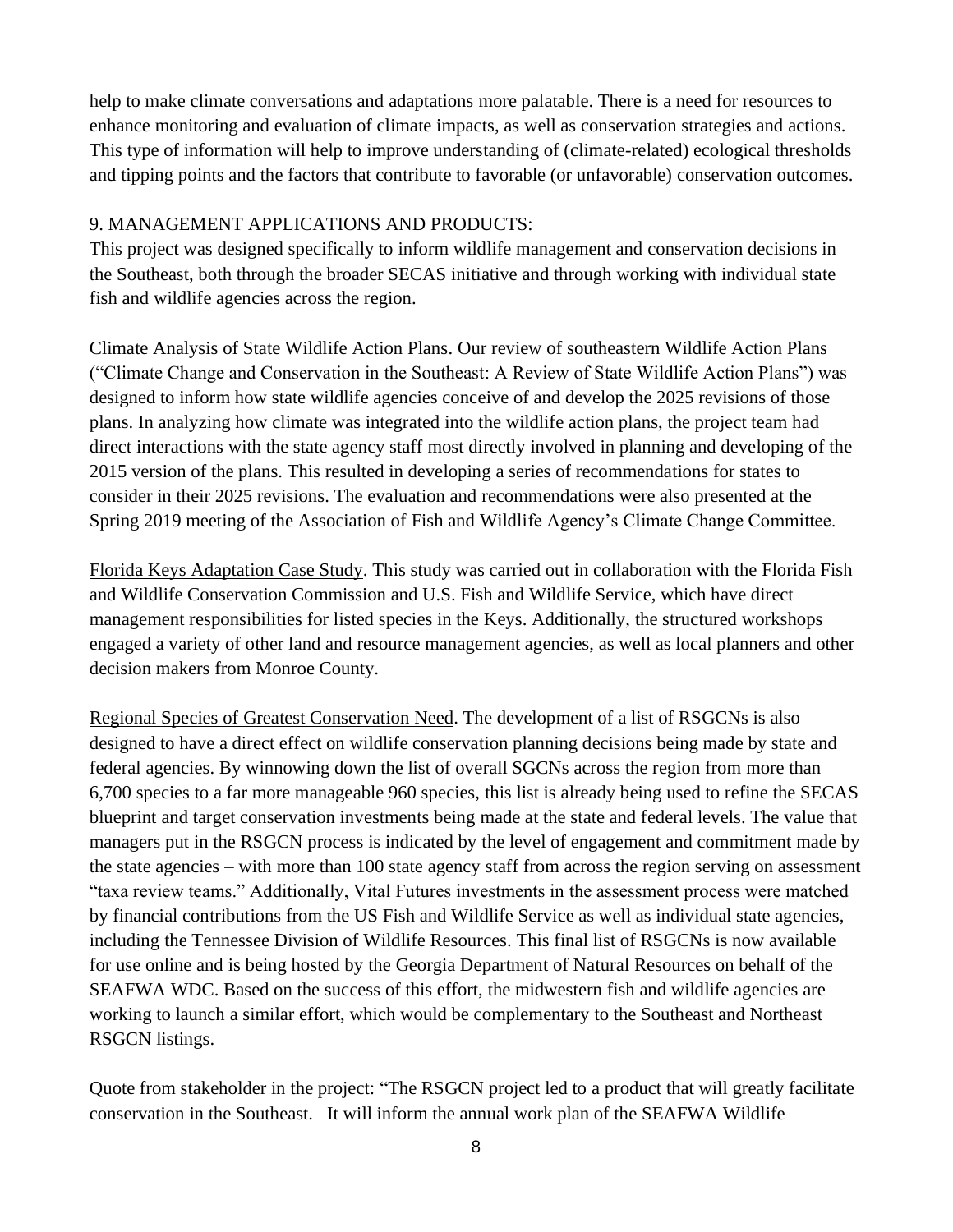help to make climate conversations and adaptations more palatable. There is a need for resources to enhance monitoring and evaluation of climate impacts, as well as conservation strategies and actions. This type of information will help to improve understanding of (climate-related) ecological thresholds and tipping points and the factors that contribute to favorable (or unfavorable) conservation outcomes.

## 9. MANAGEMENT APPLICATIONS AND PRODUCTS:

This project was designed specifically to inform wildlife management and conservation decisions in the Southeast, both through the broader SECAS initiative and through working with individual state fish and wildlife agencies across the region.

Climate Analysis of State Wildlife Action Plans. Our review of southeastern Wildlife Action Plans ("Climate Change and Conservation in the Southeast: A Review of State Wildlife Action Plans") was designed to inform how state wildlife agencies conceive of and develop the 2025 revisions of those plans. In analyzing how climate was integrated into the wildlife action plans, the project team had direct interactions with the state agency staff most directly involved in planning and developing of the 2015 version of the plans. This resulted in developing a series of recommendations for states to consider in their 2025 revisions. The evaluation and recommendations were also presented at the Spring 2019 meeting of the Association of Fish and Wildlife Agency's Climate Change Committee.

Florida Keys Adaptation Case Study. This study was carried out in collaboration with the Florida Fish and Wildlife Conservation Commission and U.S. Fish and Wildlife Service, which have direct management responsibilities for listed species in the Keys. Additionally, the structured workshops engaged a variety of other land and resource management agencies, as well as local planners and other decision makers from Monroe County.

Regional Species of Greatest Conservation Need. The development of a list of RSGCNs is also designed to have a direct effect on wildlife conservation planning decisions being made by state and federal agencies. By winnowing down the list of overall SGCNs across the region from more than 6,700 species to a far more manageable 960 species, this list is already being used to refine the SECAS blueprint and target conservation investments being made at the state and federal levels. The value that managers put in the RSGCN process is indicated by the level of engagement and commitment made by the state agencies – with more than 100 state agency staff from across the region serving on assessment "taxa review teams." Additionally, Vital Futures investments in the assessment process were matched by financial contributions from the US Fish and Wildlife Service as well as individual state agencies, including the Tennessee Division of Wildlife Resources. This final list of RSGCNs is now available for use online and is being hosted by the Georgia Department of Natural Resources on behalf of the SEAFWA WDC. Based on the success of this effort, the midwestern fish and wildlife agencies are working to launch a similar effort, which would be complementary to the Southeast and Northeast RSGCN listings.

Quote from stakeholder in the project: "The RSGCN project led to a product that will greatly facilitate conservation in the Southeast. It will inform the annual work plan of the SEAFWA Wildlife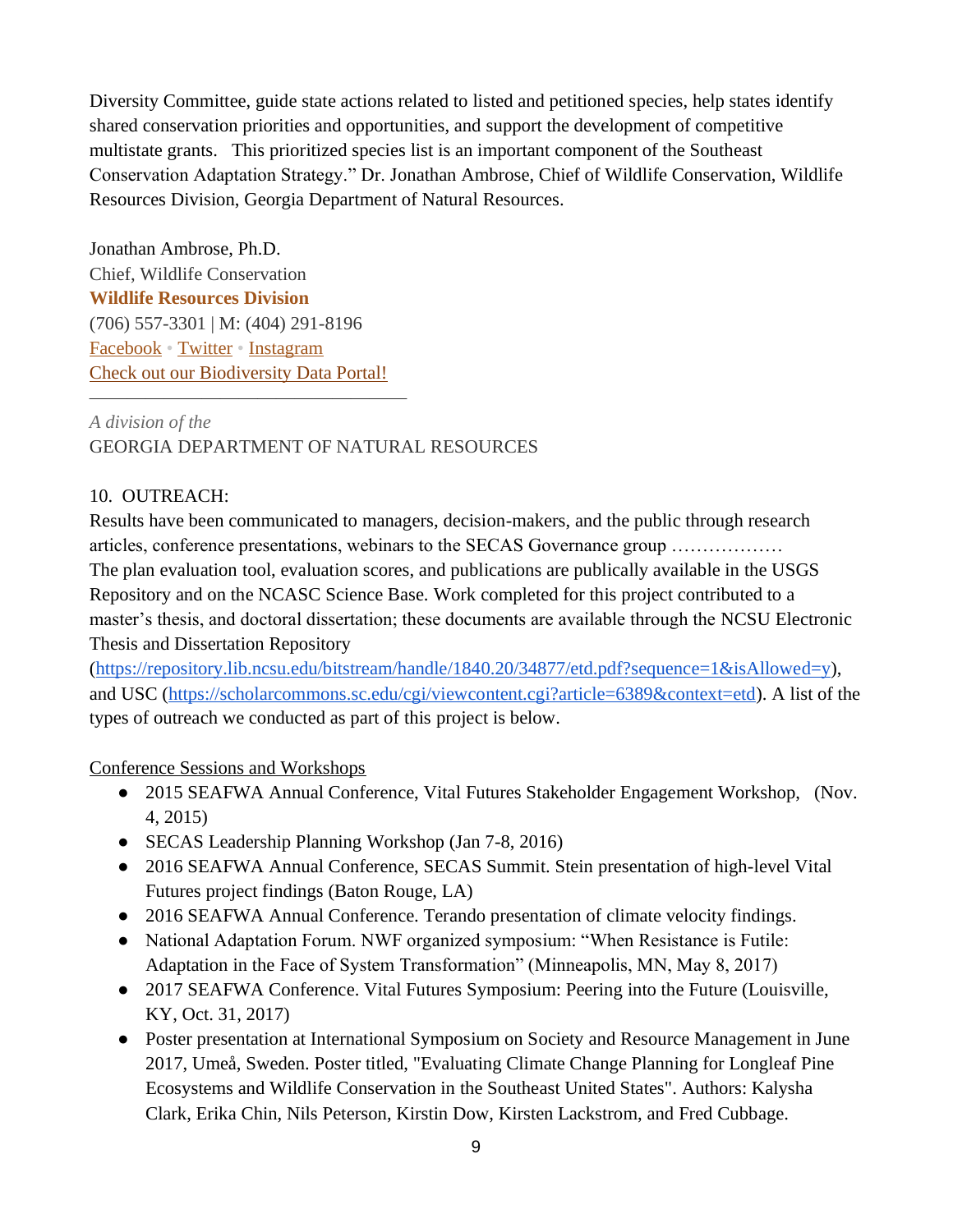Diversity Committee, guide state actions related to listed and petitioned species, help states identify shared conservation priorities and opportunities, and support the development of competitive multistate grants.   This prioritized species list is an important component of the Southeast Conservation Adaptation Strategy." Dr. Jonathan Ambrose, Chief of Wildlife Conservation, Wildlife Resources Division, Georgia Department of Natural Resources.

Jonathan Ambrose, Ph.D.
Chief, Wildlife Conservation
**Wildlife Resources Division**
(706) 557-3301 | M: (404) 291-8196
Facebook • Twitter • Instagram
Check out our Biodiversity Data Portal!

---

*A division of the*
GEORGIA DEPARTMENT OF NATURAL RESOURCES

10. OUTREACH:
Results have been communicated to managers, decision-makers, and the public through research articles, conference presentations, webinars to the SECAS Governance group ………………
The plan evaluation tool, evaluation scores, and publications are publically available in the USGS Repository and on the NCASC Science Base. Work completed for this project contributed to a master's thesis, and doctoral dissertation; these documents are available through the NCSU Electronic Thesis and Dissertation Repository (https://repository.lib.ncsu.edu/bitstream/handle/1840.20/34877/etd.pdf?sequence=1&isAllowed=y), and USC (https://scholarcommons.sc.edu/cgi/viewcontent.cgi?article=6389&context=etd). A list of the types of outreach we conducted as part of this project is below.

Conference Sessions and Workshops

- 2015 SEAFWA Annual Conference, Vital Futures Stakeholder Engagement Workshop,   (Nov. 4, 2015)
- SECAS Leadership Planning Workshop (Jan 7-8, 2016)
- 2016 SEAFWA Annual Conference, SECAS Summit. Stein presentation of high-level Vital Futures project findings (Baton Rouge, LA)
- 2016 SEAFWA Annual Conference. Terando presentation of climate velocity findings.
- National Adaptation Forum. NWF organized symposium: "When Resistance is Futile: Adaptation in the Face of System Transformation" (Minneapolis, MN, May 8, 2017)
- 2017 SEAFWA Conference. Vital Futures Symposium: Peering into the Future (Louisville, KY, Oct. 31, 2017)
- Poster presentation at International Symposium on Society and Resource Management in June 2017, Umeå, Sweden. Poster titled, "Evaluating Climate Change Planning for Longleaf Pine Ecosystems and Wildlife Conservation in the Southeast United States". Authors: Kalysha Clark, Erika Chin, Nils Peterson, Kirstin Dow, Kirsten Lackstrom, and Fred Cubbage.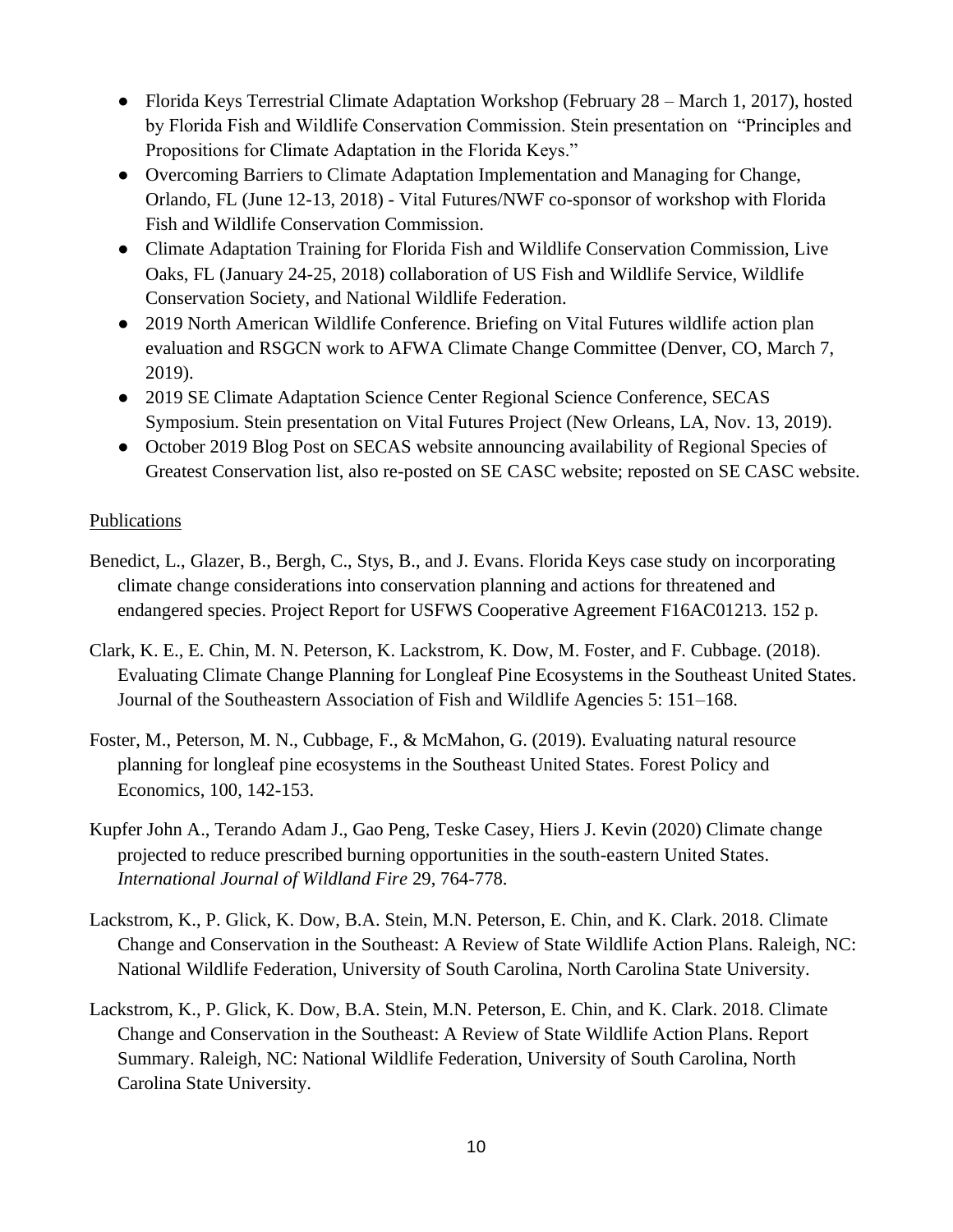- Florida Keys Terrestrial Climate Adaptation Workshop (February 28 – March 1, 2017), hosted by Florida Fish and Wildlife Conservation Commission. Stein presentation on "Principles and Propositions for Climate Adaptation in the Florida Keys."
- Overcoming Barriers to Climate Adaptation Implementation and Managing for Change, Orlando, FL (June 12-13, 2018) - Vital Futures/NWF co-sponsor of workshop with Florida Fish and Wildlife Conservation Commission.
- Climate Adaptation Training for Florida Fish and Wildlife Conservation Commission, Live Oaks, FL (January 24-25, 2018) collaboration of US Fish and Wildlife Service, Wildlife Conservation Society, and National Wildlife Federation.
- 2019 North American Wildlife Conference. Briefing on Vital Futures wildlife action plan evaluation and RSGCN work to AFWA Climate Change Committee (Denver, CO, March 7, 2019).
- 2019 SE Climate Adaptation Science Center Regional Science Conference, SECAS Symposium. Stein presentation on Vital Futures Project (New Orleans, LA, Nov. 13, 2019).
- October 2019 Blog Post on SECAS website announcing availability of Regional Species of Greatest Conservation list, also re-posted on SE CASC website; reposted on SE CASC website.

<u>Publications</u>

Benedict, L., Glazer, B., Bergh, C., Stys, B., and J. Evans. Florida Keys case study on incorporating climate change considerations into conservation planning and actions for threatened and endangered species. Project Report for USFWS Cooperative Agreement F16AC01213. 152 p.

Clark, K. E., E. Chin, M. N. Peterson, K. Lackstrom, K. Dow, M. Foster, and F. Cubbage. (2018). Evaluating Climate Change Planning for Longleaf Pine Ecosystems in the Southeast United States. Journal of the Southeastern Association of Fish and Wildlife Agencies 5: 151–168.

Foster, M., Peterson, M. N., Cubbage, F., & McMahon, G. (2019). Evaluating natural resource planning for longleaf pine ecosystems in the Southeast United States. Forest Policy and Economics, 100, 142-153.

Kupfer John A., Terando Adam J., Gao Peng, Teske Casey, Hiers J. Kevin (2020) Climate change projected to reduce prescribed burning opportunities in the south-eastern United States. *International Journal of Wildland Fire* 29, 764-778.

Lackstrom, K., P. Glick, K. Dow, B.A. Stein, M.N. Peterson, E. Chin, and K. Clark. 2018. Climate Change and Conservation in the Southeast: A Review of State Wildlife Action Plans. Raleigh, NC: National Wildlife Federation, University of South Carolina, North Carolina State University.

Lackstrom, K., P. Glick, K. Dow, B.A. Stein, M.N. Peterson, E. Chin, and K. Clark. 2018. Climate Change and Conservation in the Southeast: A Review of State Wildlife Action Plans. Report Summary. Raleigh, NC: National Wildlife Federation, University of South Carolina, North Carolina State University.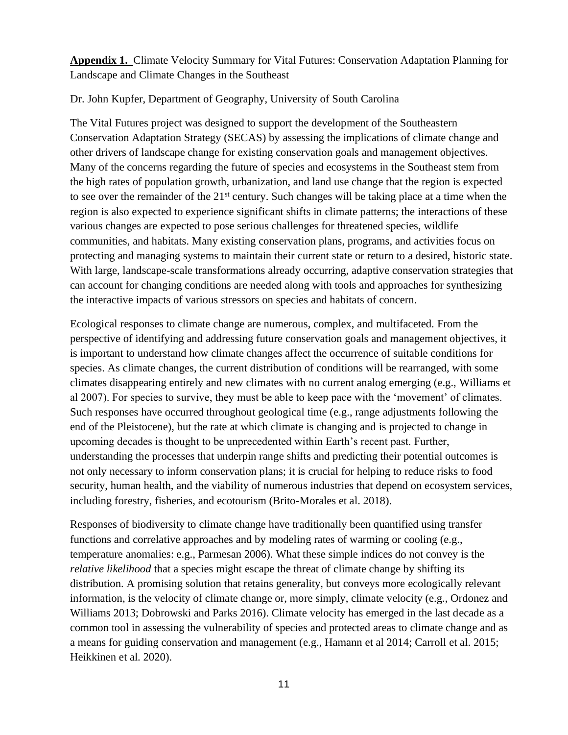**Appendix 1.** Climate Velocity Summary for Vital Futures: Conservation Adaptation Planning for Landscape and Climate Changes in the Southeast

Dr. John Kupfer, Department of Geography, University of South Carolina

The Vital Futures project was designed to support the development of the Southeastern Conservation Adaptation Strategy (SECAS) by assessing the implications of climate change and other drivers of landscape change for existing conservation goals and management objectives. Many of the concerns regarding the future of species and ecosystems in the Southeast stem from the high rates of population growth, urbanization, and land use change that the region is expected to see over the remainder of the 21st century. Such changes will be taking place at a time when the region is also expected to experience significant shifts in climate patterns; the interactions of these various changes are expected to pose serious challenges for threatened species, wildlife communities, and habitats. Many existing conservation plans, programs, and activities focus on protecting and managing systems to maintain their current state or return to a desired, historic state. With large, landscape-scale transformations already occurring, adaptive conservation strategies that can account for changing conditions are needed along with tools and approaches for synthesizing the interactive impacts of various stressors on species and habitats of concern.

Ecological responses to climate change are numerous, complex, and multifaceted. From the perspective of identifying and addressing future conservation goals and management objectives, it is important to understand how climate changes affect the occurrence of suitable conditions for species. As climate changes, the current distribution of conditions will be rearranged, with some climates disappearing entirely and new climates with no current analog emerging (e.g., Williams et al 2007). For species to survive, they must be able to keep pace with the 'movement' of climates. Such responses have occurred throughout geological time (e.g., range adjustments following the end of the Pleistocene), but the rate at which climate is changing and is projected to change in upcoming decades is thought to be unprecedented within Earth's recent past. Further, understanding the processes that underpin range shifts and predicting their potential outcomes is not only necessary to inform conservation plans; it is crucial for helping to reduce risks to food security, human health, and the viability of numerous industries that depend on ecosystem services, including forestry, fisheries, and ecotourism (Brito-Morales et al. 2018).

Responses of biodiversity to climate change have traditionally been quantified using transfer functions and correlative approaches and by modeling rates of warming or cooling (e.g., temperature anomalies: e.g., Parmesan 2006). What these simple indices do not convey is the *relative likelihood* that a species might escape the threat of climate change by shifting its distribution. A promising solution that retains generality, but conveys more ecologically relevant information, is the velocity of climate change or, more simply, climate velocity (e.g., Ordonez and Williams 2013; Dobrowski and Parks 2016). Climate velocity has emerged in the last decade as a common tool in assessing the vulnerability of species and protected areas to climate change and as a means for guiding conservation and management (e.g., Hamann et al 2014; Carroll et al. 2015; Heikkinen et al. 2020).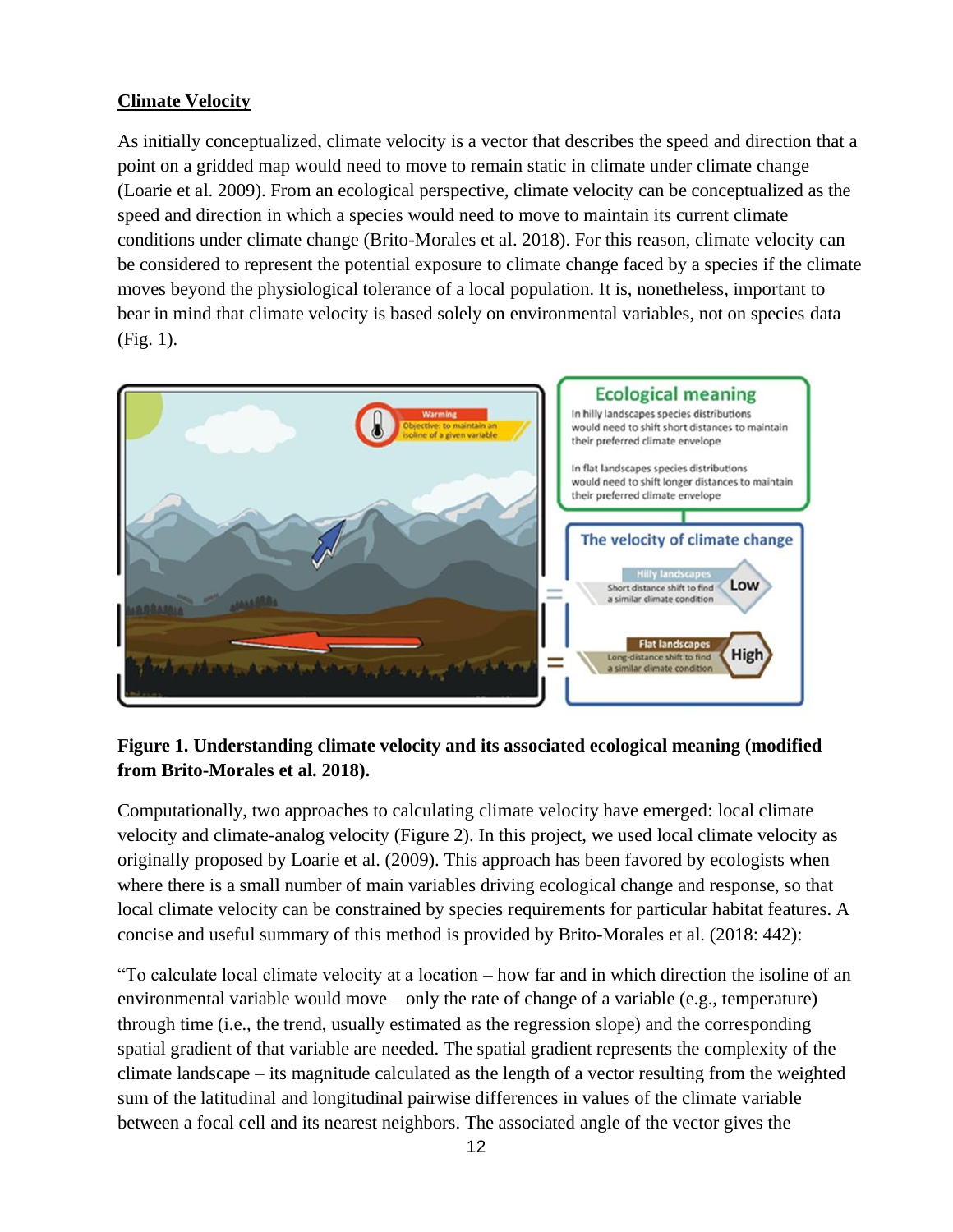**Climate Velocity**

As initially conceptualized, climate velocity is a vector that describes the speed and direction that a point on a gridded map would need to move to remain static in climate under climate change (Loarie et al. 2009). From an ecological perspective, climate velocity can be conceptualized as the speed and direction in which a species would need to move to maintain its current climate conditions under climate change (Brito-Morales et al. 2018). For this reason, climate velocity can be considered to represent the potential exposure to climate change faced by a species if the climate moves beyond the physiological tolerance of a local population. It is, nonetheless, important to bear in mind that climate velocity is based solely on environmental variables, not on species data (Fig. 1).

**Figure 1. Understanding climate velocity and its associated ecological meaning (modified from Brito-Morales et al. 2018).**

Computationally, two approaches to calculating climate velocity have emerged: local climate velocity and climate-analog velocity (Figure 2). In this project, we used local climate velocity as originally proposed by Loarie et al. (2009). This approach has been favored by ecologists when where there is a small number of main variables driving ecological change and response, so that local climate velocity can be constrained by species requirements for particular habitat features. A concise and useful summary of this method is provided by Brito-Morales et al. (2018: 442):

"To calculate local climate velocity at a location – how far and in which direction the isoline of an environmental variable would move – only the rate of change of a variable (e.g., temperature) through time (i.e., the trend, usually estimated as the regression slope) and the corresponding spatial gradient of that variable are needed. The spatial gradient represents the complexity of the climate landscape – its magnitude calculated as the length of a vector resulting from the weighted sum of the latitudinal and longitudinal pairwise differences in values of the climate variable between a focal cell and its nearest neighbors. The associated angle of the vector gives the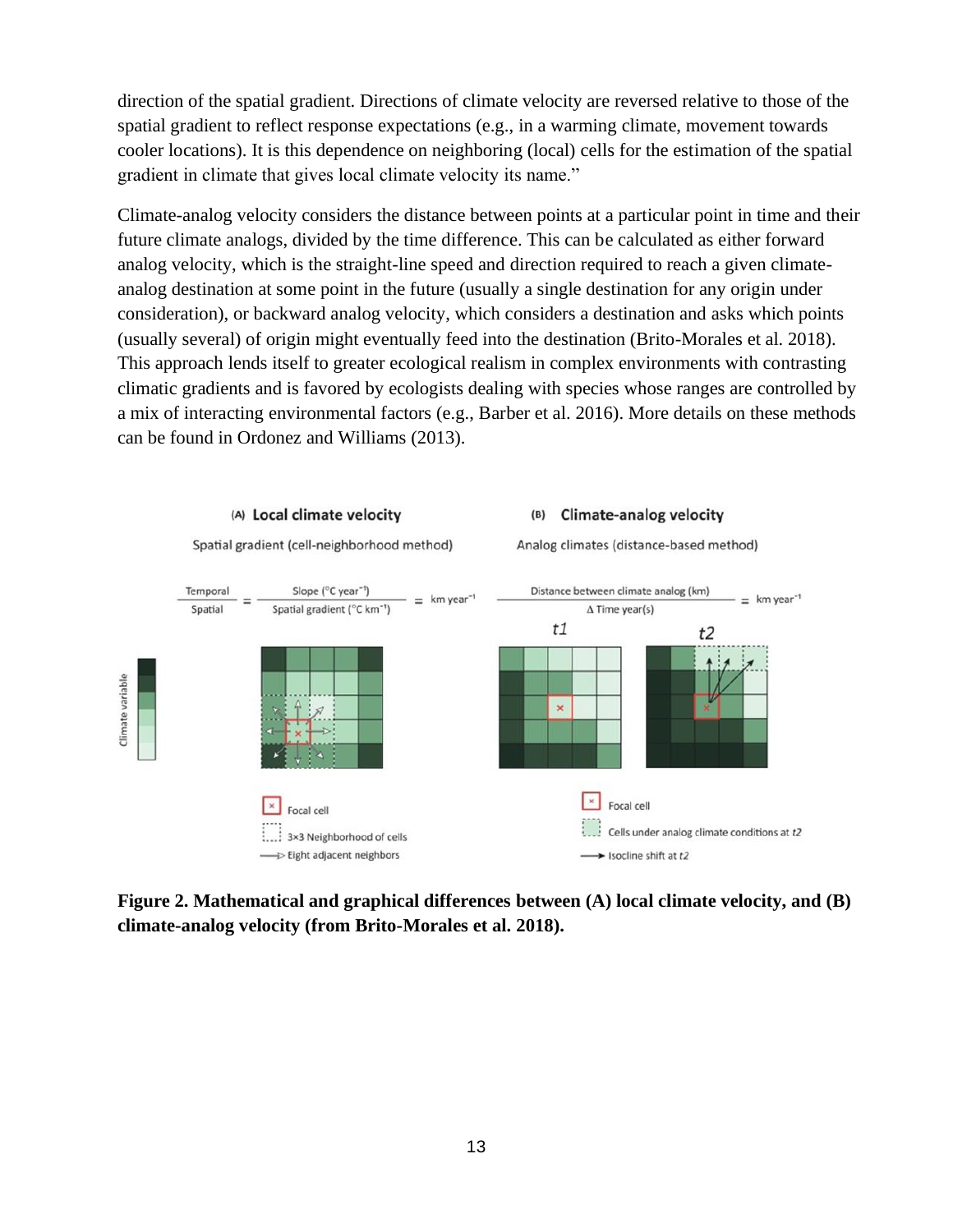direction of the spatial gradient. Directions of climate velocity are reversed relative to those of the spatial gradient to reflect response expectations (e.g., in a warming climate, movement towards cooler locations). It is this dependence on neighboring (local) cells for the estimation of the spatial gradient in climate that gives local climate velocity its name."

Climate-analog velocity considers the distance between points at a particular point in time and their future climate analogs, divided by the time difference. This can be calculated as either forward analog velocity, which is the straight-line speed and direction required to reach a given climate-analog destination at some point in the future (usually a single destination for any origin under consideration), or backward analog velocity, which considers a destination and asks which points (usually several) of origin might eventually feed into the destination (Brito-Morales et al. 2018). This approach lends itself to greater ecological realism in complex environments with contrasting climatic gradients and is favored by ecologists dealing with species whose ranges are controlled by a mix of interacting environmental factors (e.g., Barber et al. 2016). More details on these methods can be found in Ordonez and Williams (2013).

**Figure 2. Mathematical and graphical differences between (A) local climate velocity, and (B) climate-analog velocity (from Brito-Morales et al. 2018).**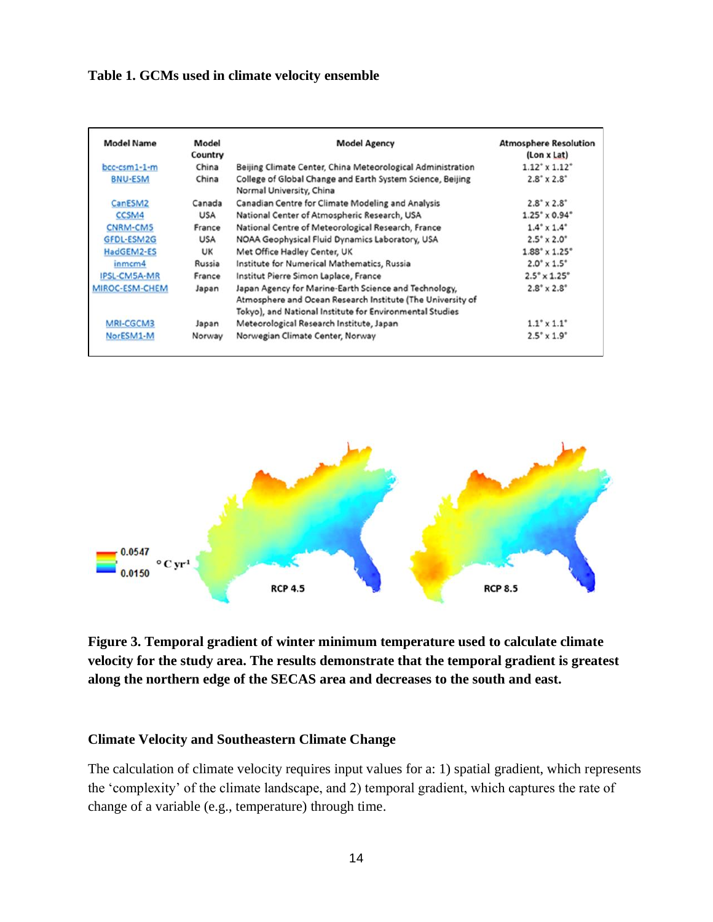**Table 1. GCMs used in climate velocity ensemble**

| Model Name | Model Country | Model Agency | Atmosphere Resolution (Lon x Lat) |
|---|---|---|---|
| bcc-csm1-1-m | China | Beijing Climate Center, China Meteorological Administration | 1.12° x 1.12° |
| BNU-ESM | China | College of Global Change and Earth System Science, Beijing Normal University, China | 2.8° x 2.8° |
| CanESM2 | Canada | Canadian Centre for Climate Modeling and Analysis | 2.8° x 2.8° |
| CCSM4 | USA | National Center of Atmospheric Research, USA | 1.25° x 0.94° |
| CNRM-CM5 | France | National Centre of Meteorological Research, France | 1.4° x 1.4° |
| GFDL-ESM2G | USA | NOAA Geophysical Fluid Dynamics Laboratory, USA | 2.5° x 2.0° |
| HadGEM2-ES | UK | Met Office Hadley Center, UK | 1.88° x 1.25° |
| inmcm4 | Russia | Institute for Numerical Mathematics, Russia | 2.0° x 1.5° |
| IPSL-CM5A-MR | France | Institut Pierre Simon Laplace, France | 2.5° x 1.25° |
| MIROC-ESM-CHEM | Japan | Japan Agency for Marine-Earth Science and Technology, Atmosphere and Ocean Research Institute (The University of Tokyo), and National Institute for Environmental Studies | 2.8° x 2.8° |
| MRI-CGCM3 | Japan | Meteorological Research Institute, Japan | 1.1° x 1.1° |
| NorESM1-M | Norway | Norwegian Climate Center, Norway | 2.5° x 1.9° |

**Figure 3. Temporal gradient of winter minimum temperature used to calculate climate velocity for the study area. The results demonstrate that the temporal gradient is greatest along the northern edge of the SECAS area and decreases to the south and east.**

### Climate Velocity and Southeastern Climate Change

The calculation of climate velocity requires input values for a: 1) spatial gradient, which represents the 'complexity' of the climate landscape, and 2) temporal gradient, which captures the rate of change of a variable (e.g., temperature) through time.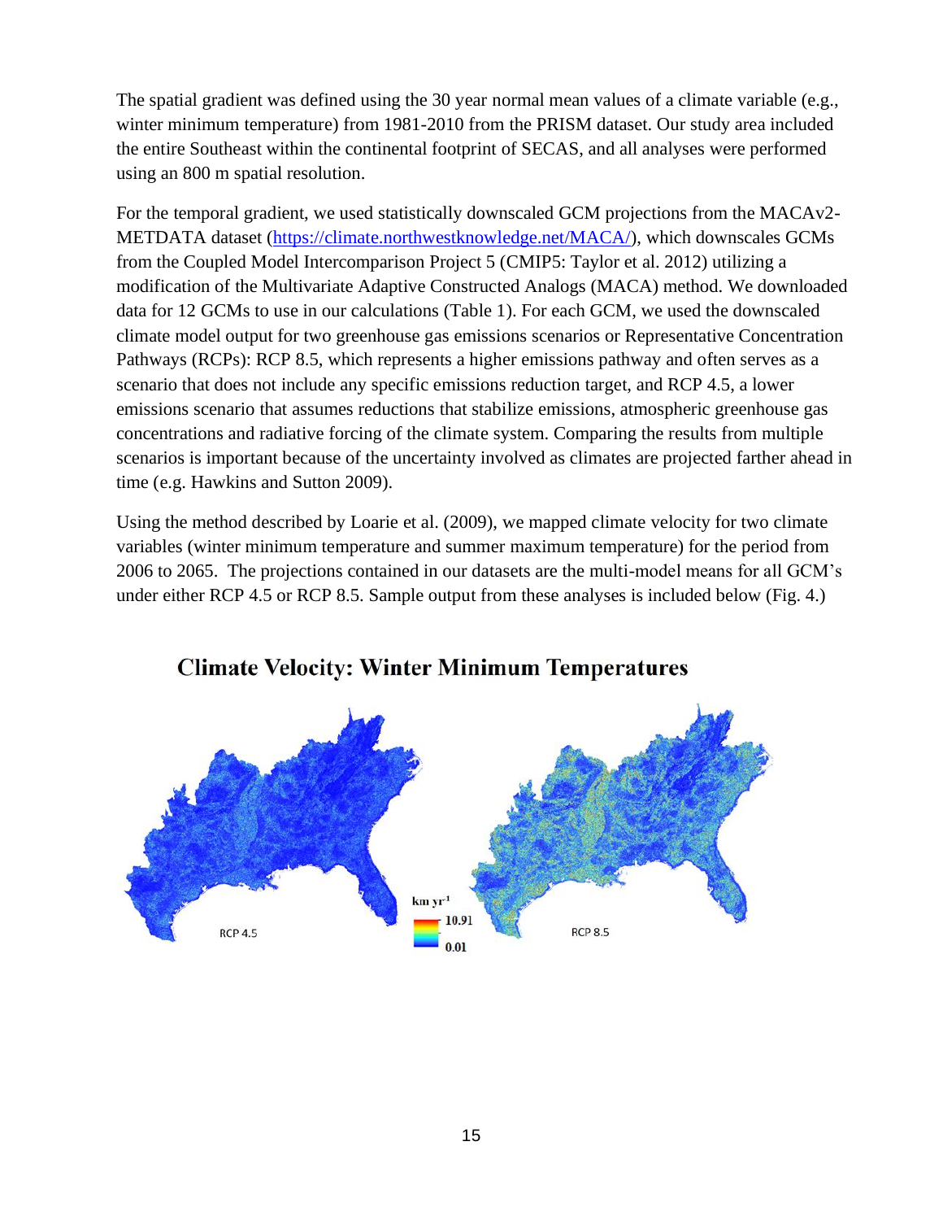The spatial gradient was defined using the 30 year normal mean values of a climate variable (e.g., winter minimum temperature) from 1981-2010 from the PRISM dataset. Our study area included the entire Southeast within the continental footprint of SECAS, and all analyses were performed using an 800 m spatial resolution.

For the temporal gradient, we used statistically downscaled GCM projections from the MACAv2-METDATA dataset (https://climate.northwestknowledge.net/MACA/), which downscales GCMs from the Coupled Model Intercomparison Project 5 (CMIP5: Taylor et al. 2012) utilizing a modification of the Multivariate Adaptive Constructed Analogs (MACA) method. We downloaded data for 12 GCMs to use in our calculations (Table 1). For each GCM, we used the downscaled climate model output for two greenhouse gas emissions scenarios or Representative Concentration Pathways (RCPs): RCP 8.5, which represents a higher emissions pathway and often serves as a scenario that does not include any specific emissions reduction target, and RCP 4.5, a lower emissions scenario that assumes reductions that stabilize emissions, atmospheric greenhouse gas concentrations and radiative forcing of the climate system. Comparing the results from multiple scenarios is important because of the uncertainty involved as climates are projected farther ahead in time (e.g. Hawkins and Sutton 2009).

Using the method described by Loarie et al. (2009), we mapped climate velocity for two climate variables (winter minimum temperature and summer maximum temperature) for the period from 2006 to 2065. The projections contained in our datasets are the multi-model means for all GCM's under either RCP 4.5 or RCP 8.5. Sample output from these analyses is included below (Fig. 4.)

**Climate Velocity: Winter Minimum Temperatures**

RCP 4.5 | km yr$^{-1}$ 10.91 – 0.01 | RCP 8.5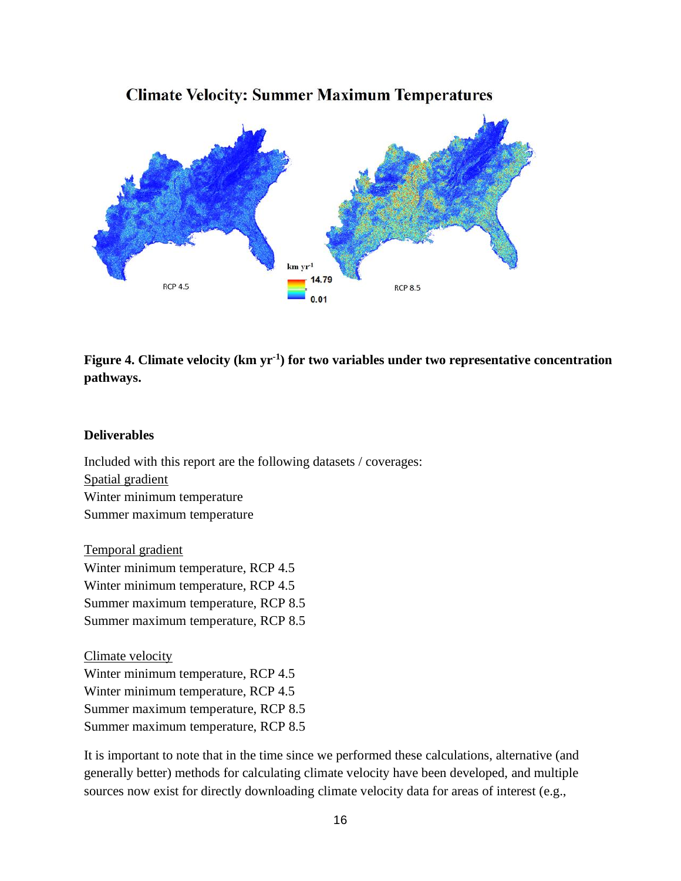**Figure 4. Climate velocity (km yr$^{-1}$) for two variables under two representative concentration pathways.**

### Deliverables

Included with this report are the following datasets / coverages:

<u>Spatial gradient</u>
Winter minimum temperature
Summer maximum temperature

<u>Temporal gradient</u>
Winter minimum temperature, RCP 4.5
Winter minimum temperature, RCP 4.5
Summer maximum temperature, RCP 8.5
Summer maximum temperature, RCP 8.5

<u>Climate velocity</u>
Winter minimum temperature, RCP 4.5
Winter minimum temperature, RCP 4.5
Summer maximum temperature, RCP 8.5
Summer maximum temperature, RCP 8.5

It is important to note that in the time since we performed these calculations, alternative (and generally better) methods for calculating climate velocity have been developed, and multiple sources now exist for directly downloading climate velocity data for areas of interest (e.g.,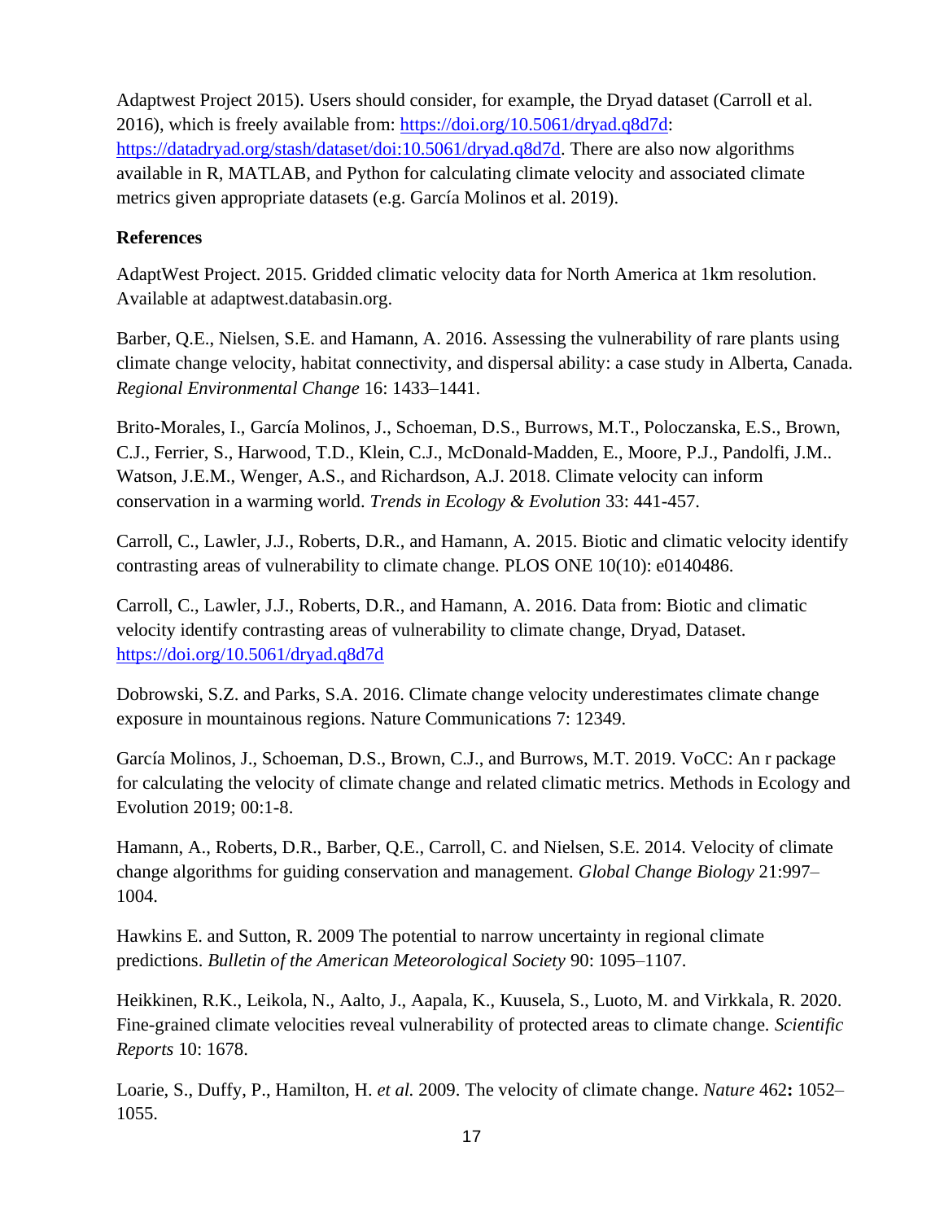Adaptwest Project 2015). Users should consider, for example, the Dryad dataset (Carroll et al. 2016), which is freely available from: https://doi.org/10.5061/dryad.q8d7d: https://datadryad.org/stash/dataset/doi:10.5061/dryad.q8d7d. There are also now algorithms available in R, MATLAB, and Python for calculating climate velocity and associated climate metrics given appropriate datasets (e.g. García Molinos et al. 2019).

**References**

AdaptWest Project. 2015. Gridded climatic velocity data for North America at 1km resolution. Available at adaptwest.databasin.org.

Barber, Q.E., Nielsen, S.E. and Hamann, A. 2016. Assessing the vulnerability of rare plants using climate change velocity, habitat connectivity, and dispersal ability: a case study in Alberta, Canada. *Regional Environmental Change* 16: 1433–1441.

Brito-Morales, I., García Molinos, J., Schoeman, D.S., Burrows, M.T., Poloczanska, E.S., Brown, C.J., Ferrier, S., Harwood, T.D., Klein, C.J., McDonald-Madden, E., Moore, P.J., Pandolfi, J.M.. Watson, J.E.M., Wenger, A.S., and Richardson, A.J. 2018. Climate velocity can inform conservation in a warming world. *Trends in Ecology & Evolution* 33: 441-457.

Carroll, C., Lawler, J.J., Roberts, D.R., and Hamann, A. 2015. Biotic and climatic velocity identify contrasting areas of vulnerability to climate change. PLOS ONE 10(10): e0140486.

Carroll, C., Lawler, J.J., Roberts, D.R., and Hamann, A. 2016. Data from: Biotic and climatic velocity identify contrasting areas of vulnerability to climate change, Dryad, Dataset. https://doi.org/10.5061/dryad.q8d7d

Dobrowski, S.Z. and Parks, S.A. 2016. Climate change velocity underestimates climate change exposure in mountainous regions. Nature Communications 7: 12349.

García Molinos, J., Schoeman, D.S., Brown, C.J., and Burrows, M.T. 2019. VoCC: An r package for calculating the velocity of climate change and related climatic metrics. Methods in Ecology and Evolution 2019; 00:1-8.

Hamann, A., Roberts, D.R., Barber, Q.E., Carroll, C. and Nielsen, S.E. 2014. Velocity of climate change algorithms for guiding conservation and management. *Global Change Biology* 21:997–1004.

Hawkins E. and Sutton, R. 2009 The potential to narrow uncertainty in regional climate predictions. *Bulletin of the American Meteorological Society* 90: 1095–1107.

Heikkinen, R.K., Leikola, N., Aalto, J., Aapala, K., Kuusela, S., Luoto, M. and Virkkala, R. 2020. Fine-grained climate velocities reveal vulnerability of protected areas to climate change. *Scientific Reports* 10: 1678.

Loarie, S., Duffy, P., Hamilton, H. *et al.* 2009. The velocity of climate change. *Nature* 462**:** 1052–1055.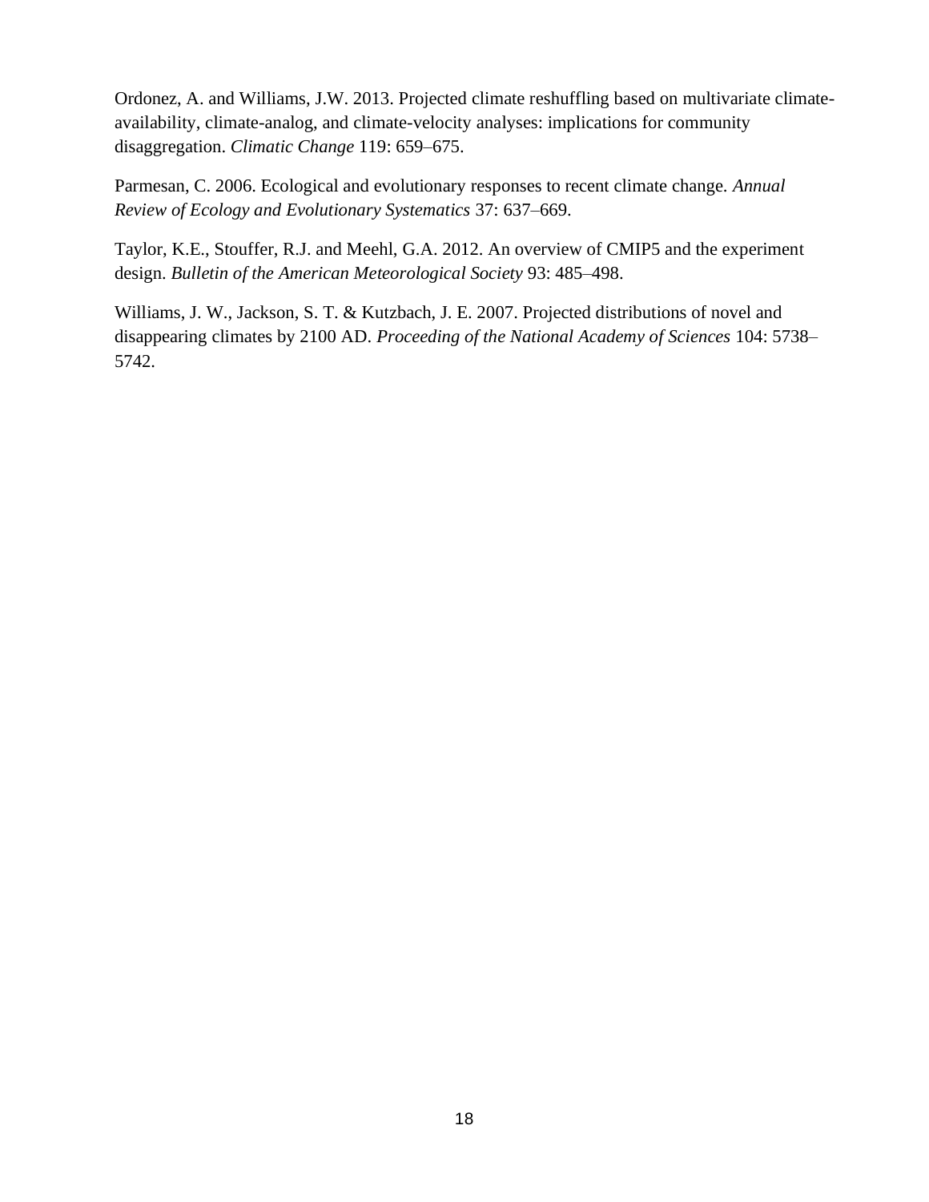Ordonez, A. and Williams, J.W. 2013. Projected climate reshuffling based on multivariate climate-availability, climate-analog, and climate-velocity analyses: implications for community disaggregation. *Climatic Change* 119: 659–675.

Parmesan, C. 2006. Ecological and evolutionary responses to recent climate change. *Annual Review of Ecology and Evolutionary Systematics* 37: 637–669.

Taylor, K.E., Stouffer, R.J. and Meehl, G.A. 2012. An overview of CMIP5 and the experiment design. *Bulletin of the American Meteorological Society* 93: 485–498.

Williams, J. W., Jackson, S. T. & Kutzbach, J. E. 2007. Projected distributions of novel and disappearing climates by 2100 AD. *Proceeding of the National Academy of Sciences* 104: 5738–5742.